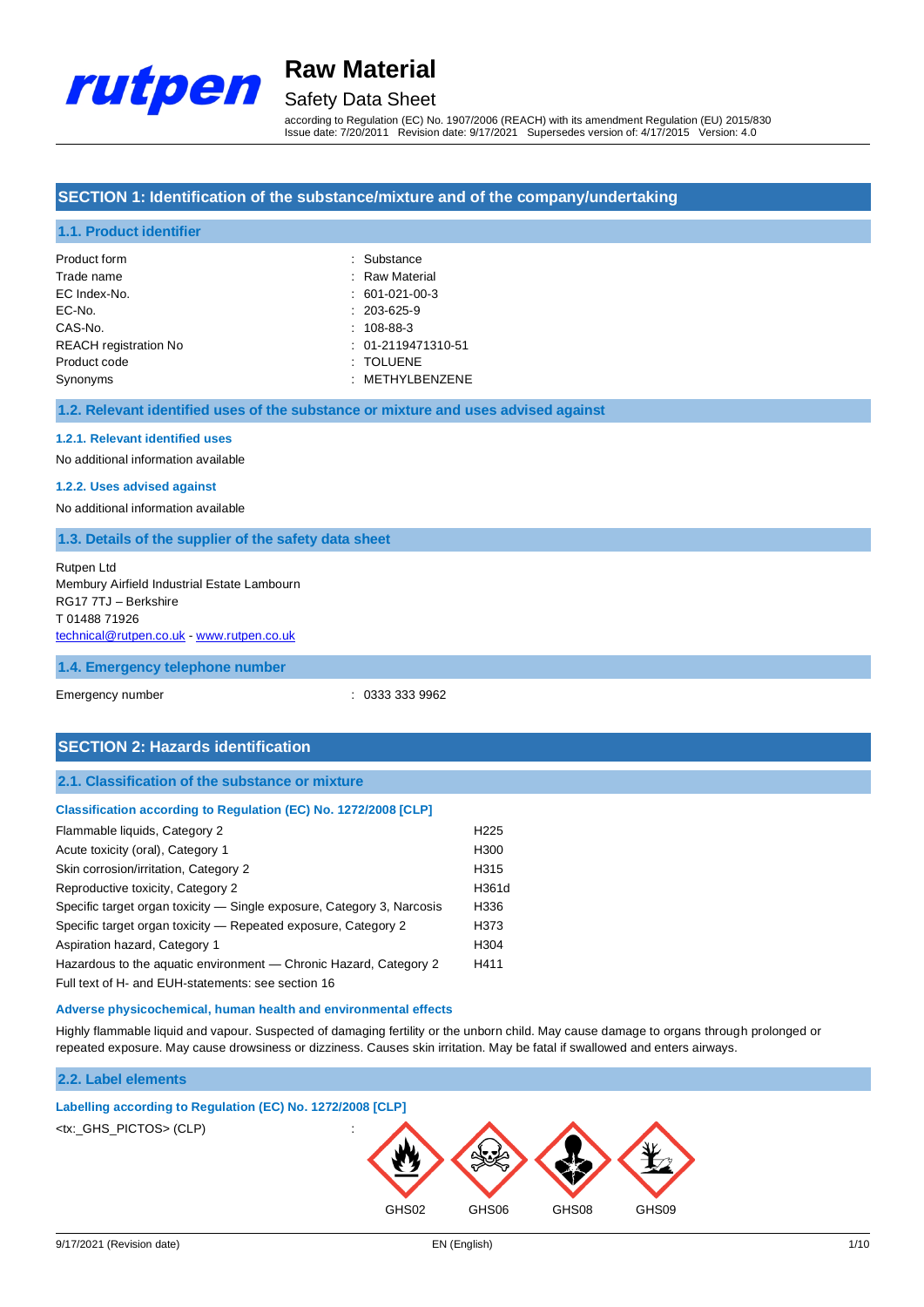# Raw Material

## Safety Data Sheet

according to Regulation (EC) No. 1907/2006 (REACH) with its amendment Regulation (EU) 2015/830
Issue date: 7/20/2011 Revision date: 9/17/2021 Supersedes version of: 4/17/2015 Version: 4.0

## SECTION 1: Identification of the substance/mixture and of the company/undertaking

### 1.1. Product identifier

| | |
|---|---|
| Product form | : Substance |
| Trade name | : Raw Material |
| EC Index-No. | : 601-021-00-3 |
| EC-No. | : 203-625-9 |
| CAS-No. | : 108-88-3 |
| REACH registration No | : 01-2119471310-51 |
| Product code | : TOLUENE |
| Synonyms | : METHYLBENZENE |

### 1.2. Relevant identified uses of the substance or mixture and uses advised against

#### 1.2.1. Relevant identified uses

No additional information available

#### 1.2.2. Uses advised against

No additional information available

### 1.3. Details of the supplier of the safety data sheet

Rutpen Ltd
Membury Airfield Industrial Estate Lambourn
RG17 7TJ – Berkshire
T 01488 71926
technical@rutpen.co.uk - www.rutpen.co.uk

### 1.4. Emergency telephone number

| | |
|---|---|
| Emergency number | : 0333 333 9962 |

## SECTION 2: Hazards identification

### 2.1. Classification of the substance or mixture

#### Classification according to Regulation (EC) No. 1272/2008 [CLP]

| | |
|---|---|
| Flammable liquids, Category 2 | H225 |
| Acute toxicity (oral), Category 1 | H300 |
| Skin corrosion/irritation, Category 2 | H315 |
| Reproductive toxicity, Category 2 | H361d |
| Specific target organ toxicity — Single exposure, Category 3, Narcosis | H336 |
| Specific target organ toxicity — Repeated exposure, Category 2 | H373 |
| Aspiration hazard, Category 1 | H304 |
| Hazardous to the aquatic environment — Chronic Hazard, Category 2 | H411 |

Full text of H- and EUH-statements: see section 16

#### Adverse physicochemical, human health and environmental effects

Highly flammable liquid and vapour. Suspected of damaging fertility or the unborn child. May cause damage to organs through prolonged or repeated exposure. May cause drowsiness or dizziness. Causes skin irritation. May be fatal if swallowed and enters airways.

### 2.2. Label elements

#### Labelling according to Regulation (EC) No. 1272/2008 [CLP]

<tx:_GHS_PICTOS> (CLP) :

GHS02 GHS06 GHS08 GHS09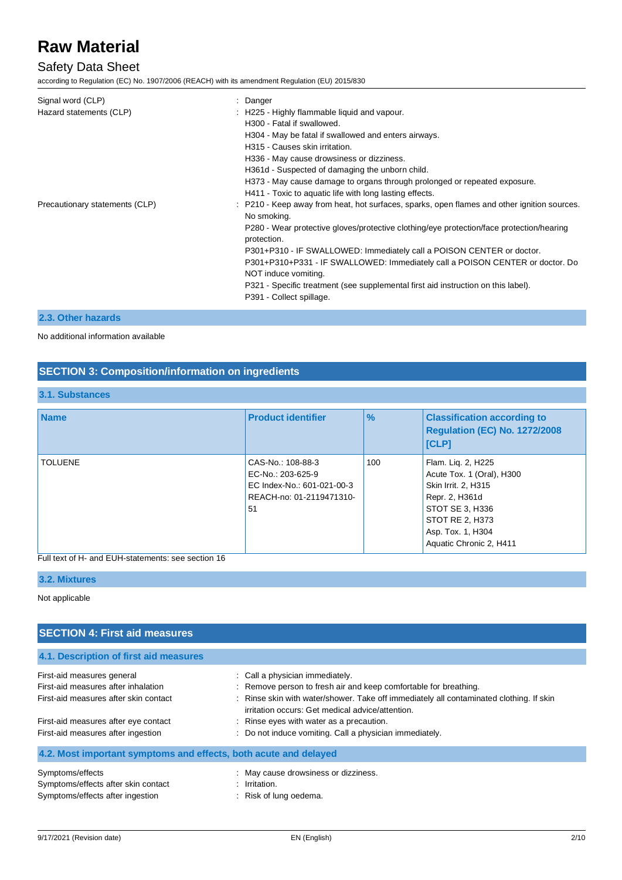| | |
|---|---|
| Signal word (CLP) | : Danger |
| Hazard statements (CLP) | : H225 - Highly flammable liquid and vapour.<br>H300 - Fatal if swallowed.<br>H304 - May be fatal if swallowed and enters airways.<br>H315 - Causes skin irritation.<br>H336 - May cause drowsiness or dizziness.<br>H361d - Suspected of damaging the unborn child.<br>H373 - May cause damage to organs through prolonged or repeated exposure.<br>H411 - Toxic to aquatic life with long lasting effects. |
| Precautionary statements (CLP) | : P210 - Keep away from heat, hot surfaces, sparks, open flames and other ignition sources. No smoking.<br>P280 - Wear protective gloves/protective clothing/eye protection/face protection/hearing protection.<br>P301+P310 - IF SWALLOWED: Immediately call a POISON CENTER or doctor.<br>P301+P310+P331 - IF SWALLOWED: Immediately call a POISON CENTER or doctor. Do NOT induce vomiting.<br>P321 - Specific treatment (see supplemental first aid instruction on this label).<br>P391 - Collect spillage. |

### 2.3. Other hazards

No additional information available

## SECTION 3: Composition/information on ingredients

### 3.1. Substances

| Name | Product identifier | % | Classification according to Regulation (EC) No. 1272/2008 [CLP] |
|---|---|---|---|
| TOLUENE | CAS-No.: 108-88-3<br>EC-No.: 203-625-9<br>EC Index-No.: 601-021-00-3<br>REACH-no: 01-2119471310-51 | 100 | Flam. Liq. 2, H225<br>Acute Tox. 1 (Oral), H300<br>Skin Irrit. 2, H315<br>Repr. 2, H361d<br>STOT SE 3, H336<br>STOT RE 2, H373<br>Asp. Tox. 1, H304<br>Aquatic Chronic 2, H411 |

Full text of H- and EUH-statements: see section 16

### 3.2. Mixtures

Not applicable

## SECTION 4: First aid measures

### 4.1. Description of first aid measures

| | |
|---|---|
| First-aid measures general | : Call a physician immediately. |
| First-aid measures after inhalation | : Remove person to fresh air and keep comfortable for breathing. |
| First-aid measures after skin contact | : Rinse skin with water/shower. Take off immediately all contaminated clothing. If skin irritation occurs: Get medical advice/attention. |
| First-aid measures after eye contact | : Rinse eyes with water as a precaution. |
| First-aid measures after ingestion | : Do not induce vomiting. Call a physician immediately. |

### 4.2. Most important symptoms and effects, both acute and delayed

| | |
|---|---|
| Symptoms/effects | : May cause drowsiness or dizziness. |
| Symptoms/effects after skin contact | : Irritation. |
| Symptoms/effects after ingestion | : Risk of lung oedema. |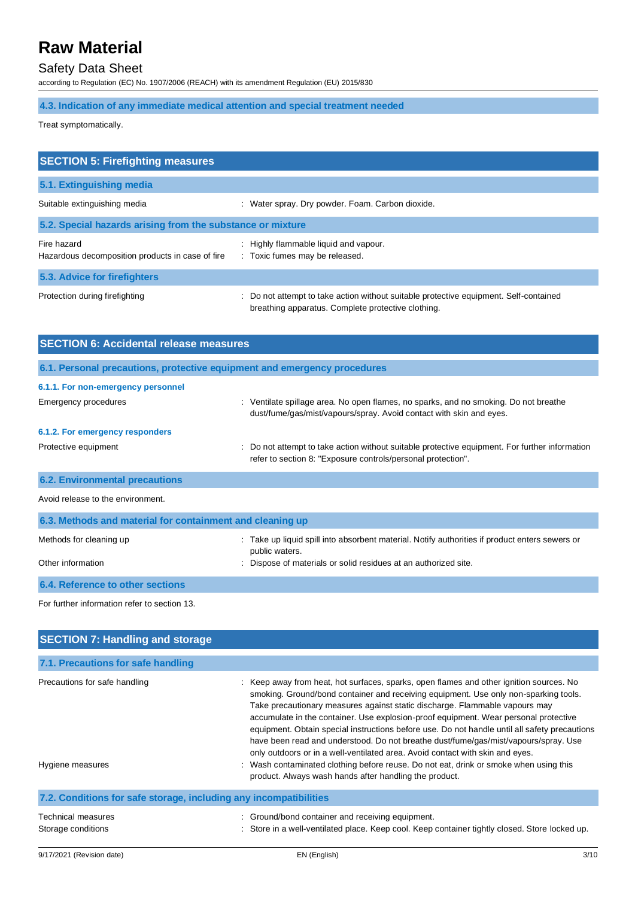### 4.3. Indication of any immediate medical attention and special treatment needed

Treat symptomatically.

## SECTION 5: Firefighting measures

### 5.1. Extinguishing media

| | |
|---|---|
| Suitable extinguishing media | : Water spray. Dry powder. Foam. Carbon dioxide. |

### 5.2. Special hazards arising from the substance or mixture

| | |
|---|---|
| Fire hazard | : Highly flammable liquid and vapour. |
| Hazardous decomposition products in case of fire | : Toxic fumes may be released. |

### 5.3. Advice for firefighters

| | |
|---|---|
| Protection during firefighting | : Do not attempt to take action without suitable protective equipment. Self-contained breathing apparatus. Complete protective clothing. |

## SECTION 6: Accidental release measures

### 6.1. Personal precautions, protective equipment and emergency procedures

#### 6.1.1. For non-emergency personnel

| | |
|---|---|
| Emergency procedures | : Ventilate spillage area. No open flames, no sparks, and no smoking. Do not breathe dust/fume/gas/mist/vapours/spray. Avoid contact with skin and eyes. |

#### 6.1.2. For emergency responders

| | |
|---|---|
| Protective equipment | : Do not attempt to take action without suitable protective equipment. For further information refer to section 8: "Exposure controls/personal protection". |

### 6.2. Environmental precautions

Avoid release to the environment.

### 6.3. Methods and material for containment and cleaning up

| | |
|---|---|
| Methods for cleaning up | : Take up liquid spill into absorbent material. Notify authorities if product enters sewers or public waters. |
| Other information | : Dispose of materials or solid residues at an authorized site. |

### 6.4. Reference to other sections

For further information refer to section 13.

## SECTION 7: Handling and storage

### 7.1. Precautions for safe handling

| | |
|---|---|
| Precautions for safe handling | : Keep away from heat, hot surfaces, sparks, open flames and other ignition sources. No smoking. Ground/bond container and receiving equipment. Use only non-sparking tools. Take precautionary measures against static discharge. Flammable vapours may accumulate in the container. Use explosion-proof equipment. Wear personal protective equipment. Obtain special instructions before use. Do not handle until all safety precautions have been read and understood. Do not breathe dust/fume/gas/mist/vapours/spray. Use only outdoors or in a well-ventilated area. Avoid contact with skin and eyes. |
| Hygiene measures | : Wash contaminated clothing before reuse. Do not eat, drink or smoke when using this product. Always wash hands after handling the product. |

### 7.2. Conditions for safe storage, including any incompatibilities

| | |
|---|---|
| Technical measures | : Ground/bond container and receiving equipment. |
| Storage conditions | : Store in a well-ventilated place. Keep cool. Keep container tightly closed. Store locked up. |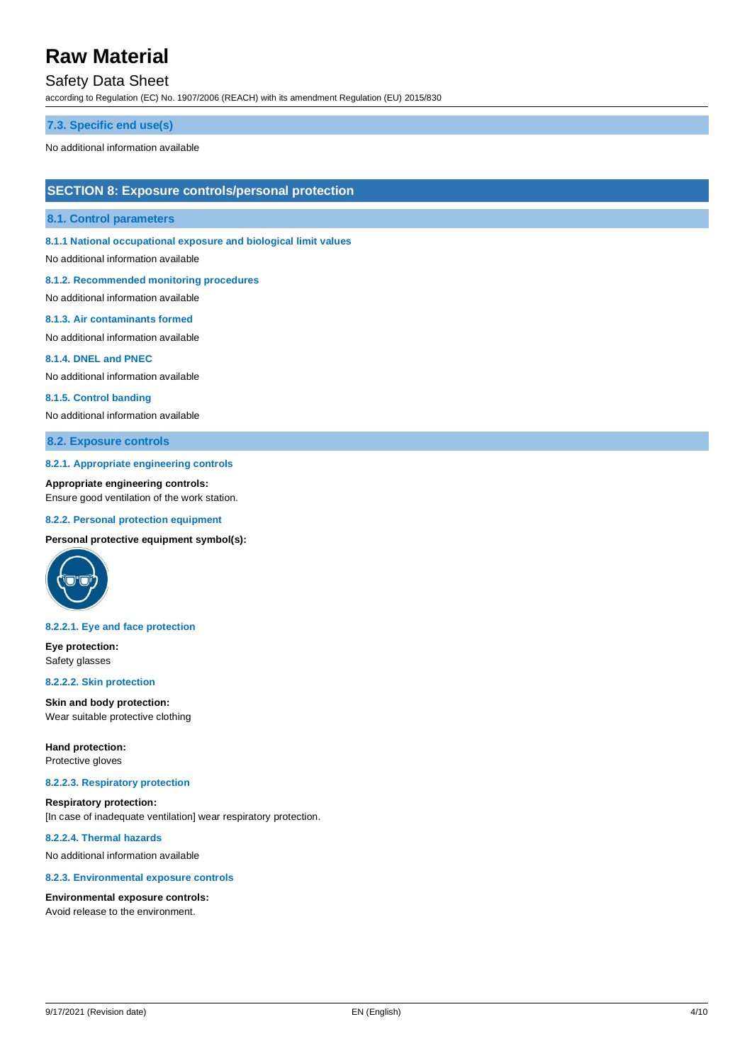### 7.3. Specific end use(s)

No additional information available

## SECTION 8: Exposure controls/personal protection

### 8.1. Control parameters

#### 8.1.1 National occupational exposure and biological limit values

No additional information available

#### 8.1.2. Recommended monitoring procedures

No additional information available

#### 8.1.3. Air contaminants formed

No additional information available

#### 8.1.4. DNEL and PNEC

No additional information available

#### 8.1.5. Control banding

No additional information available

### 8.2. Exposure controls

#### 8.2.1. Appropriate engineering controls

**Appropriate engineering controls:**
Ensure good ventilation of the work station.

#### 8.2.2. Personal protection equipment

**Personal protective equipment symbol(s):**

#### 8.2.2.1. Eye and face protection

**Eye protection:**
Safety glasses

#### 8.2.2.2. Skin protection

**Skin and body protection:**
Wear suitable protective clothing

**Hand protection:**
Protective gloves

#### 8.2.2.3. Respiratory protection

**Respiratory protection:**
[In case of inadequate ventilation] wear respiratory protection.

#### 8.2.2.4. Thermal hazards

No additional information available

#### 8.2.3. Environmental exposure controls

**Environmental exposure controls:**
Avoid release to the environment.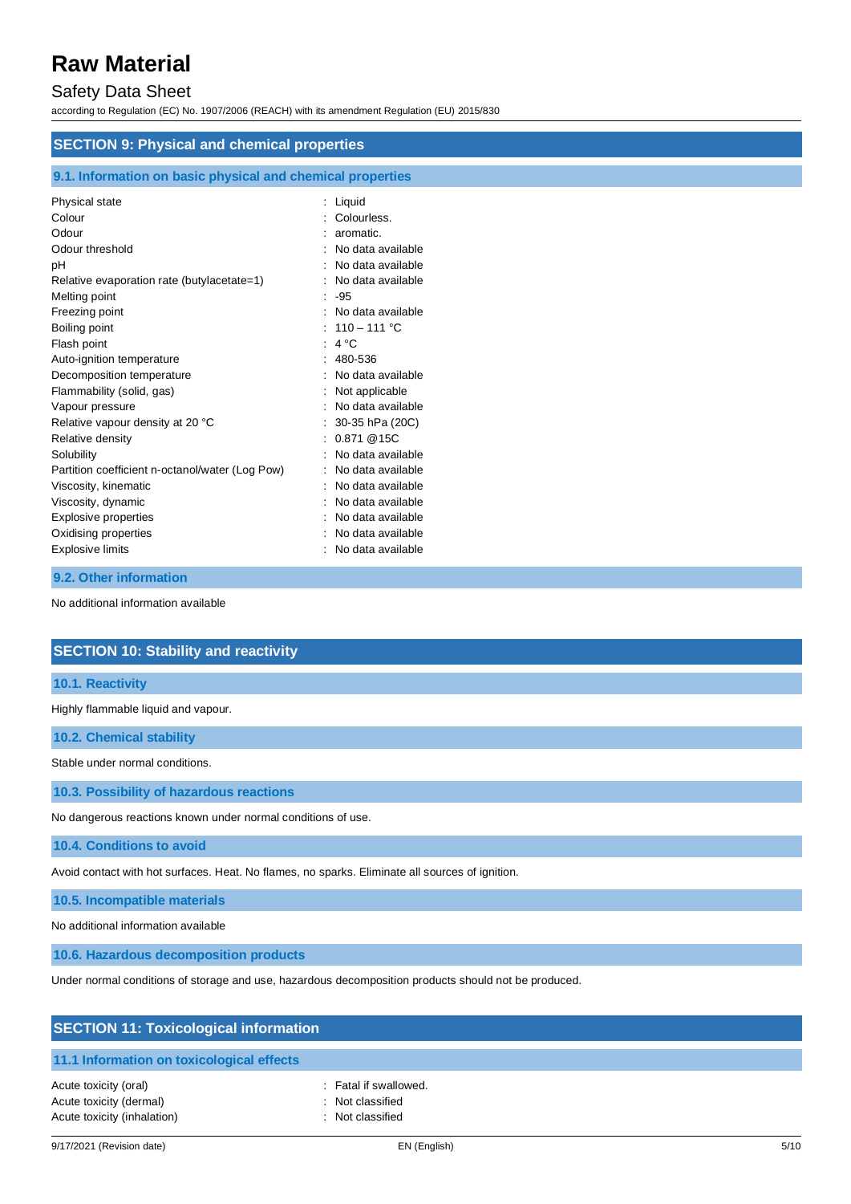## SECTION 9: Physical and chemical properties

### 9.1. Information on basic physical and chemical properties

| Property | Value |
| --- | --- |
| Physical state | Liquid |
| Colour | Colourless. |
| Odour | aromatic. |
| Odour threshold | No data available |
| pH | No data available |
| Relative evaporation rate (butylacetate=1) | No data available |
| Melting point | -95 |
| Freezing point | No data available |
| Boiling point | 110 – 111 °C |
| Flash point | 4 °C |
| Auto-ignition temperature | 480-536 |
| Decomposition temperature | No data available |
| Flammability (solid, gas) | Not applicable |
| Vapour pressure | No data available |
| Relative vapour density at 20 °C | 30-35 hPa (20C) |
| Relative density | 0.871 @15C |
| Solubility | No data available |
| Partition coefficient n-octanol/water (Log Pow) | No data available |
| Viscosity, kinematic | No data available |
| Viscosity, dynamic | No data available |
| Explosive properties | No data available |
| Oxidising properties | No data available |
| Explosive limits | No data available |

### 9.2. Other information

No additional information available

## SECTION 10: Stability and reactivity

### 10.1. Reactivity

Highly flammable liquid and vapour.

### 10.2. Chemical stability

Stable under normal conditions.

### 10.3. Possibility of hazardous reactions

No dangerous reactions known under normal conditions of use.

### 10.4. Conditions to avoid

Avoid contact with hot surfaces. Heat. No flames, no sparks. Eliminate all sources of ignition.

### 10.5. Incompatible materials

No additional information available

### 10.6. Hazardous decomposition products

Under normal conditions of storage and use, hazardous decomposition products should not be produced.

## SECTION 11: Toxicological information

### 11.1 Information on toxicological effects

| Effect | Classification |
| --- | --- |
| Acute toxicity (oral) | Fatal if swallowed. |
| Acute toxicity (dermal) | Not classified |
| Acute toxicity (inhalation) | Not classified |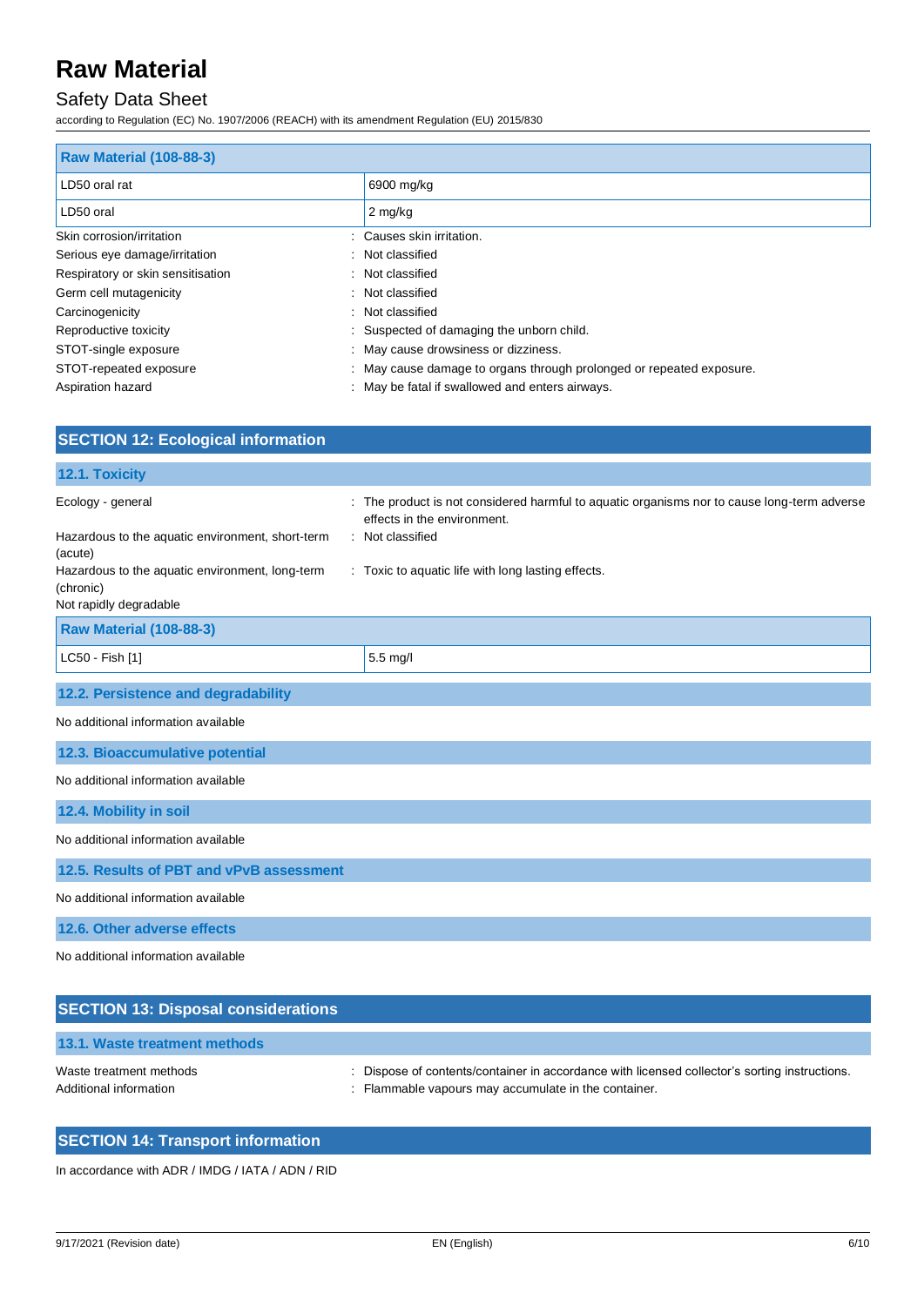| Raw Material (108-88-3) | |
|---|---|
| LD50 oral rat | 6900 mg/kg |
| LD50 oral | 2 mg/kg |

Skin corrosion/irritation : Causes skin irritation.
Serious eye damage/irritation : Not classified
Respiratory or skin sensitisation : Not classified
Germ cell mutagenicity : Not classified
Carcinogenicity : Not classified
Reproductive toxicity : Suspected of damaging the unborn child.
STOT-single exposure : May cause drowsiness or dizziness.
STOT-repeated exposure : May cause damage to organs through prolonged or repeated exposure.
Aspiration hazard : May be fatal if swallowed and enters airways.

## SECTION 12: Ecological information

### 12.1. Toxicity

Ecology - general : The product is not considered harmful to aquatic organisms nor to cause long-term adverse effects in the environment.
Hazardous to the aquatic environment, short-term (acute) : Not classified
Hazardous to the aquatic environment, long-term (chronic) : Toxic to aquatic life with long lasting effects.
Not rapidly degradable

| Raw Material (108-88-3) | |
|---|---|
| LC50 - Fish [1] | 5.5 mg/l |

### 12.2. Persistence and degradability

No additional information available

### 12.3. Bioaccumulative potential

No additional information available

### 12.4. Mobility in soil

No additional information available

### 12.5. Results of PBT and vPvB assessment

No additional information available

### 12.6. Other adverse effects

No additional information available

## SECTION 13: Disposal considerations

### 13.1. Waste treatment methods

Waste treatment methods : Dispose of contents/container in accordance with licensed collector's sorting instructions.
Additional information : Flammable vapours may accumulate in the container.

## SECTION 14: Transport information

In accordance with ADR / IMDG / IATA / ADN / RID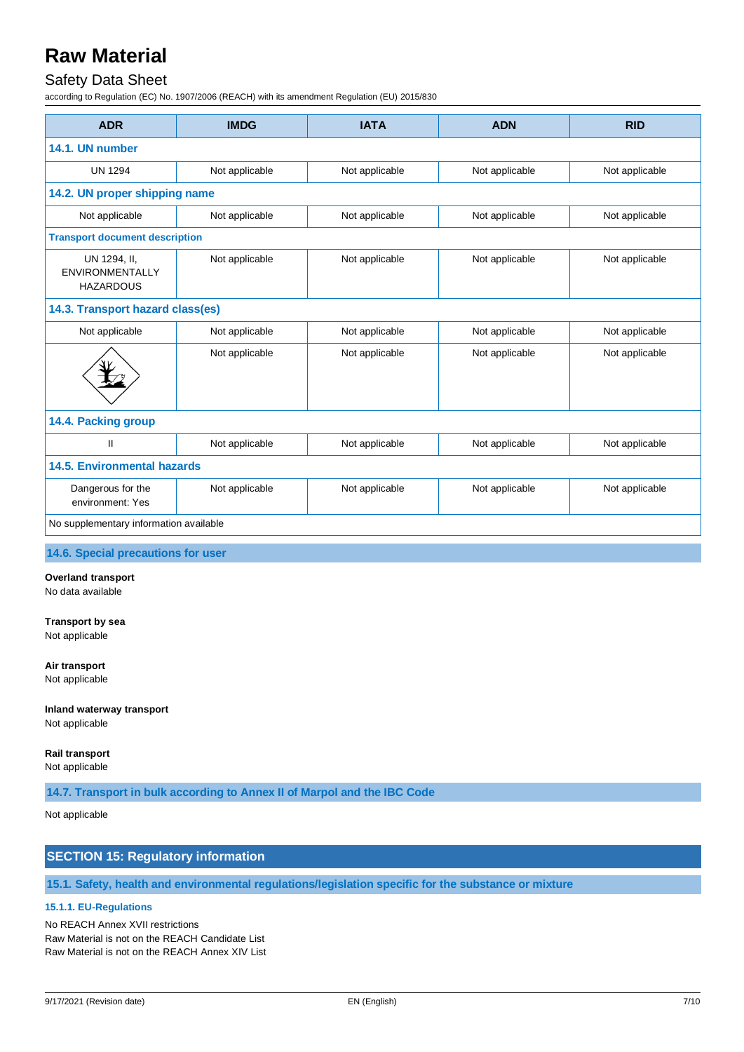| ADR | IMDG | IATA | ADN | RID |
|---|---|---|---|---|
| **14.1. UN number** | | | | |
| UN 1294 | Not applicable | Not applicable | Not applicable | Not applicable |
| **14.2. UN proper shipping name** | | | | |
| Not applicable | Not applicable | Not applicable | Not applicable | Not applicable |
| **Transport document description** | | | | |
| UN 1294, II, ENVIRONMENTALLY HAZARDOUS | Not applicable | Not applicable | Not applicable | Not applicable |
| **14.3. Transport hazard class(es)** | | | | |
| Not applicable | Not applicable | Not applicable | Not applicable | Not applicable |
| | Not applicable | Not applicable | Not applicable | Not applicable |
| **14.4. Packing group** | | | | |
| II | Not applicable | Not applicable | Not applicable | Not applicable |
| **14.5. Environmental hazards** | | | | |
| Dangerous for the environment: Yes | Not applicable | Not applicable | Not applicable | Not applicable |
| No supplementary information available | | | | |

### 14.6. Special precautions for user

**Overland transport**
No data available

**Transport by sea**
Not applicable

**Air transport**
Not applicable

**Inland waterway transport**
Not applicable

**Rail transport**
Not applicable

### 14.7. Transport in bulk according to Annex II of Marpol and the IBC Code

Not applicable

## SECTION 15: Regulatory information

### 15.1. Safety, health and environmental regulations/legislation specific for the substance or mixture

#### 15.1.1. EU-Regulations

No REACH Annex XVII restrictions
Raw Material is not on the REACH Candidate List
Raw Material is not on the REACH Annex XIV List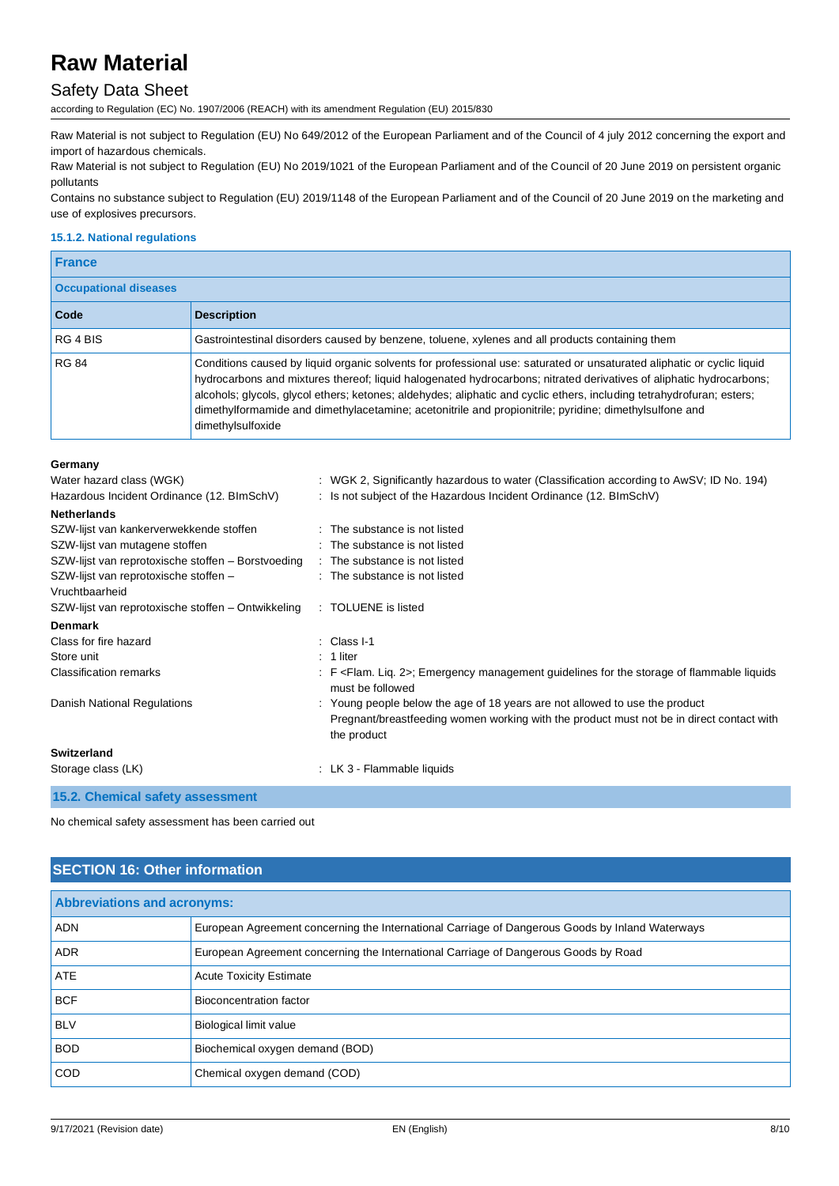Raw Material is not subject to Regulation (EU) No 649/2012 of the European Parliament and of the Council of 4 july 2012 concerning the export and import of hazardous chemicals.

Raw Material is not subject to Regulation (EU) No 2019/1021 of the European Parliament and of the Council of 20 June 2019 on persistent organic pollutants

Contains no substance subject to Regulation (EU) 2019/1148 of the European Parliament and of the Council of 20 June 2019 on the marketing and use of explosives precursors.

#### 15.1.2. National regulations

**France**

**Occupational diseases**

| Code | Description |
|---|---|
| RG 4 BIS | Gastrointestinal disorders caused by benzene, toluene, xylenes and all products containing them |
| RG 84 | Conditions caused by liquid organic solvents for professional use: saturated or unsaturated aliphatic or cyclic liquid hydrocarbons and mixtures thereof; liquid halogenated hydrocarbons; nitrated derivatives of aliphatic hydrocarbons; alcohols; glycols, glycol ethers; ketones; aldehydes; aliphatic and cyclic ethers, including tetrahydrofuran; esters; dimethylformamide and dimethylacetamine; acetonitrile and propionitrile; pyridine; dimethylsulfone and dimethylsulfoxide |

**Germany**

Water hazard class (WGK) : WGK 2, Significantly hazardous to water (Classification according to AwSV; ID No. 194)

Hazardous Incident Ordinance (12. BImSchV) : Is not subject of the Hazardous Incident Ordinance (12. BImSchV)

**Netherlands**

SZW-lijst van kankerverwekkende stoffen : The substance is not listed

SZW-lijst van mutagene stoffen : The substance is not listed

SZW-lijst van reprotoxische stoffen – Borstvoeding : The substance is not listed

SZW-lijst van reprotoxische stoffen – Vruchtbaarheid : The substance is not listed

SZW-lijst van reprotoxische stoffen – Ontwikkeling : TOLUENE is listed

**Denmark**

Class for fire hazard : Class I-1

Store unit : 1 liter

Classification remarks : F <Flam. Liq. 2>; Emergency management guidelines for the storage of flammable liquids must be followed

Danish National Regulations : Young people below the age of 18 years are not allowed to use the product
Pregnant/breastfeeding women working with the product must not be in direct contact with the product

**Switzerland**

Storage class (LK) : LK 3 - Flammable liquids

### 15.2. Chemical safety assessment

No chemical safety assessment has been carried out

## SECTION 16: Other information

**Abbreviations and acronyms:**

| Abbreviation | Description |
|---|---|
| ADN | European Agreement concerning the International Carriage of Dangerous Goods by Inland Waterways |
| ADR | European Agreement concerning the International Carriage of Dangerous Goods by Road |
| ATE | Acute Toxicity Estimate |
| BCF | Bioconcentration factor |
| BLV | Biological limit value |
| BOD | Biochemical oxygen demand (BOD) |
| COD | Chemical oxygen demand (COD) |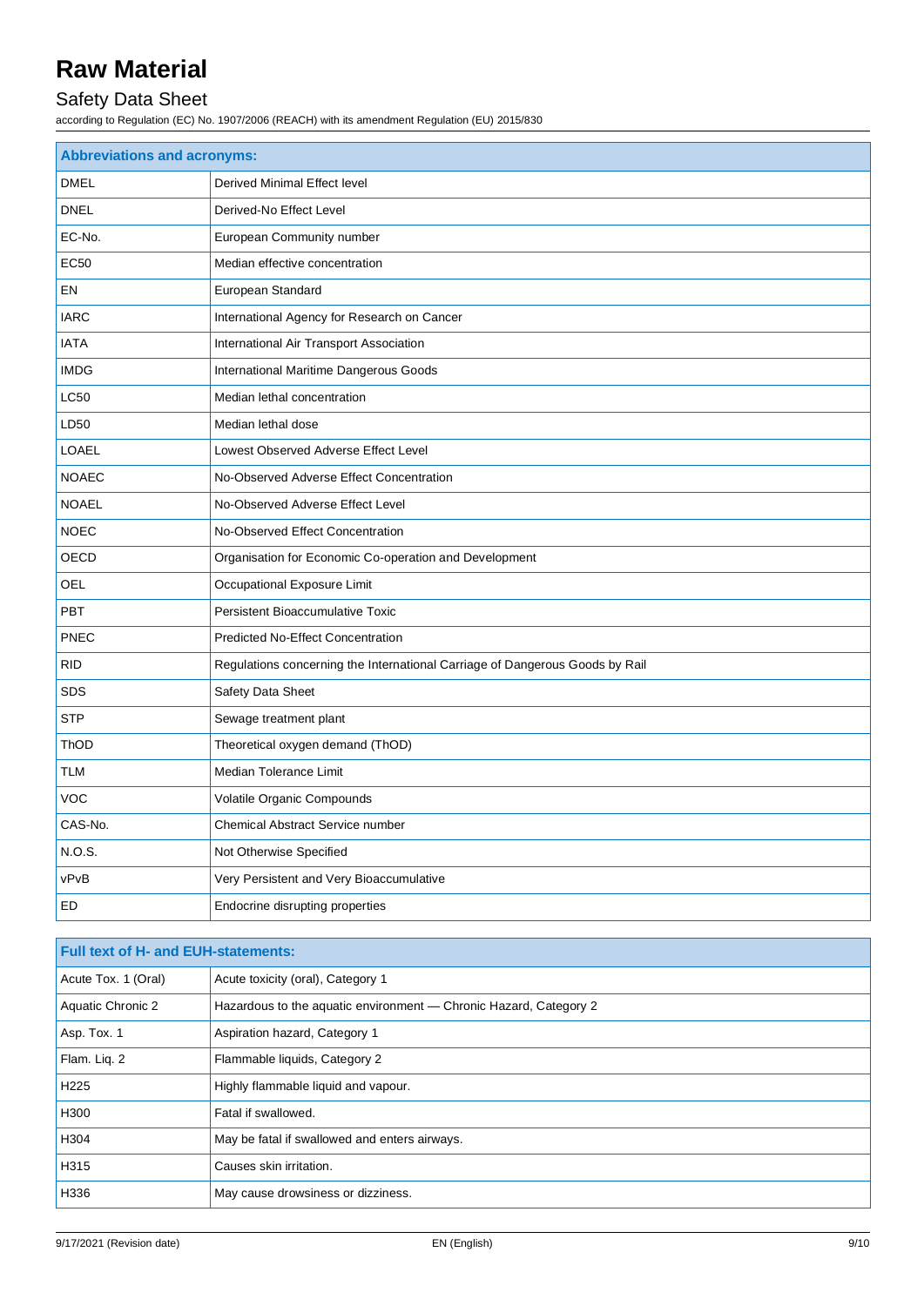| Abbreviations and acronyms: | |
|---|---|
| DMEL | Derived Minimal Effect level |
| DNEL | Derived-No Effect Level |
| EC-No. | European Community number |
| EC50 | Median effective concentration |
| EN | European Standard |
| IARC | International Agency for Research on Cancer |
| IATA | International Air Transport Association |
| IMDG | International Maritime Dangerous Goods |
| LC50 | Median lethal concentration |
| LD50 | Median lethal dose |
| LOAEL | Lowest Observed Adverse Effect Level |
| NOAEC | No-Observed Adverse Effect Concentration |
| NOAEL | No-Observed Adverse Effect Level |
| NOEC | No-Observed Effect Concentration |
| OECD | Organisation for Economic Co-operation and Development |
| OEL | Occupational Exposure Limit |
| PBT | Persistent Bioaccumulative Toxic |
| PNEC | Predicted No-Effect Concentration |
| RID | Regulations concerning the International Carriage of Dangerous Goods by Rail |
| SDS | Safety Data Sheet |
| STP | Sewage treatment plant |
| ThOD | Theoretical oxygen demand (ThOD) |
| TLM | Median Tolerance Limit |
| VOC | Volatile Organic Compounds |
| CAS-No. | Chemical Abstract Service number |
| N.O.S. | Not Otherwise Specified |
| vPvB | Very Persistent and Very Bioaccumulative |
| ED | Endocrine disrupting properties |

| Full text of H- and EUH-statements: | |
|---|---|
| Acute Tox. 1 (Oral) | Acute toxicity (oral), Category 1 |
| Aquatic Chronic 2 | Hazardous to the aquatic environment — Chronic Hazard, Category 2 |
| Asp. Tox. 1 | Aspiration hazard, Category 1 |
| Flam. Liq. 2 | Flammable liquids, Category 2 |
| H225 | Highly flammable liquid and vapour. |
| H300 | Fatal if swallowed. |
| H304 | May be fatal if swallowed and enters airways. |
| H315 | Causes skin irritation. |
| H336 | May cause drowsiness or dizziness. |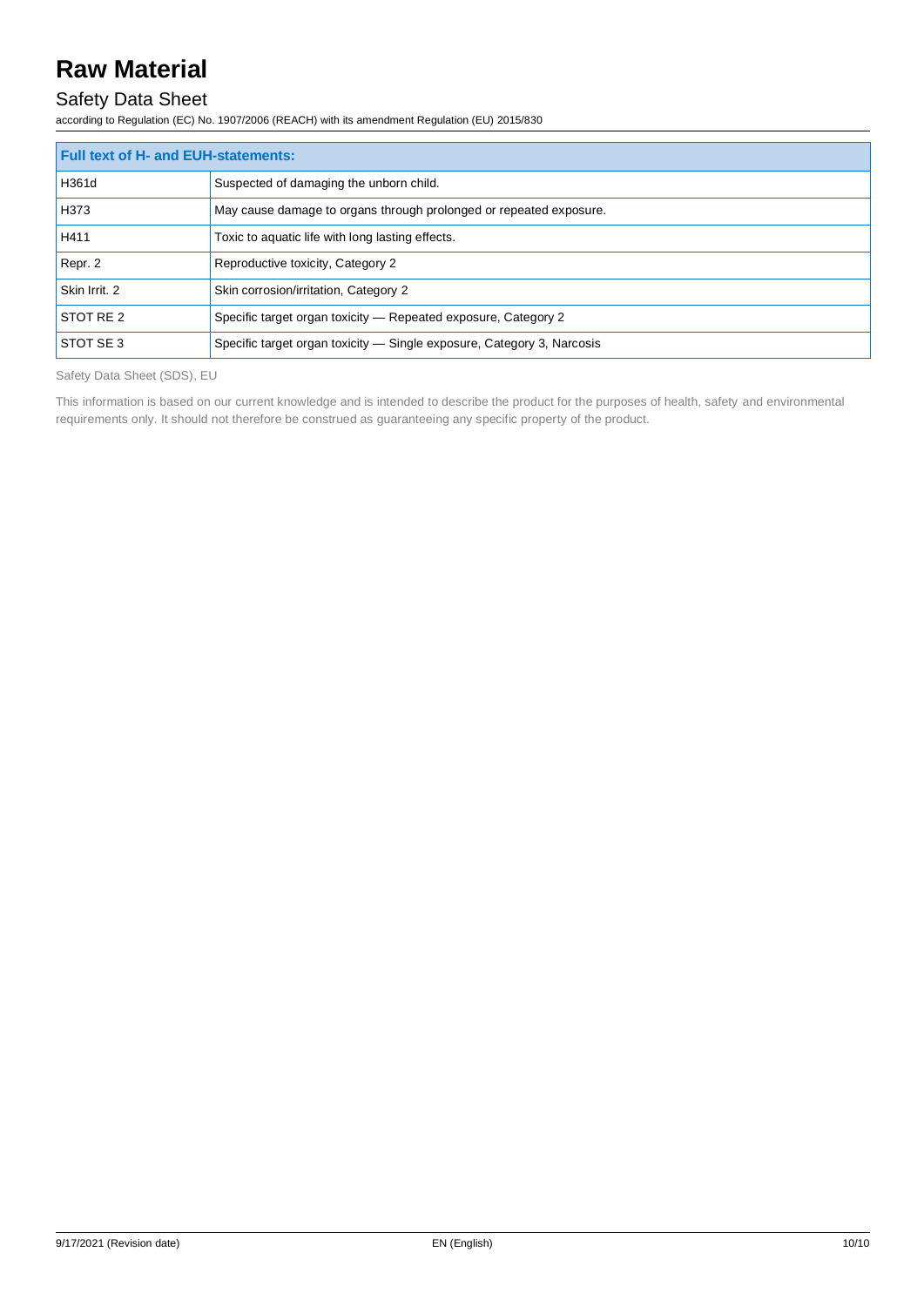# Raw Material

## Safety Data Sheet

according to Regulation (EC) No. 1907/2006 (REACH) with its amendment Regulation (EU) 2015/830

| Full text of H- and EUH-statements: | |
|---|---|
| H361d | Suspected of damaging the unborn child. |
| H373 | May cause damage to organs through prolonged or repeated exposure. |
| H411 | Toxic to aquatic life with long lasting effects. |
| Repr. 2 | Reproductive toxicity, Category 2 |
| Skin Irrit. 2 | Skin corrosion/irritation, Category 2 |
| STOT RE 2 | Specific target organ toxicity — Repeated exposure, Category 2 |
| STOT SE 3 | Specific target organ toxicity — Single exposure, Category 3, Narcosis |

Safety Data Sheet (SDS), EU

This information is based on our current knowledge and is intended to describe the product for the purposes of health, safety and environmental requirements only. It should not therefore be construed as guaranteeing any specific property of the product.

9/17/2021 (Revision date) EN (English)